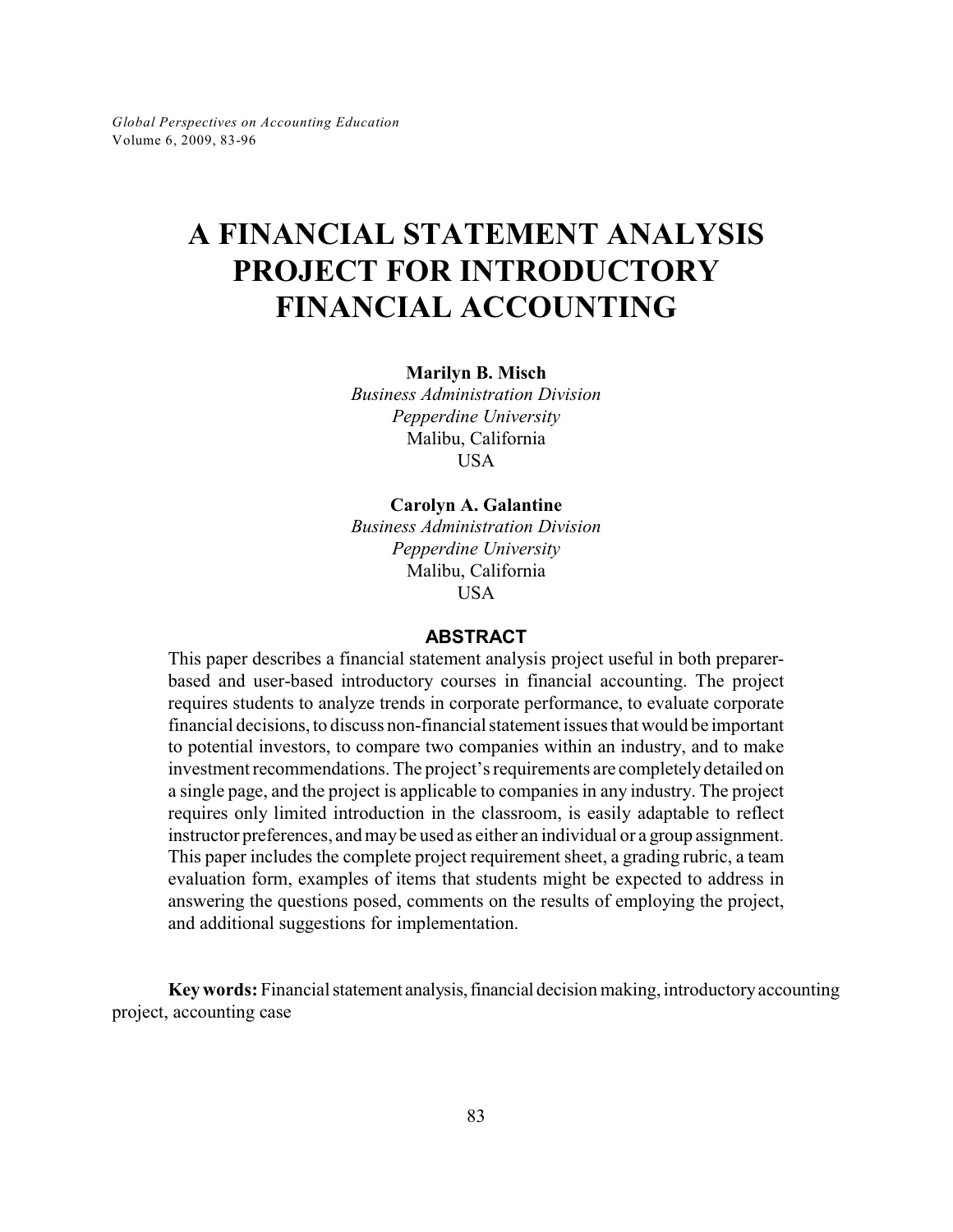# A FINANCIAL STATEMENT ANALYSIS PROJECT FOR INTRODUCTORY FINANCIAL ACCOUNTING

**Marilyn B. Misch**
*Business Administration Division*
*Pepperdine University*
Malibu, California
USA

**Carolyn A. Galantine**
*Business Administration Division*
*Pepperdine University*
Malibu, California
USA

## ABSTRACT

This paper describes a financial statement analysis project useful in both preparer-based and user-based introductory courses in financial accounting. The project requires students to analyze trends in corporate performance, to evaluate corporate financial decisions, to discuss non-financial statement issues that would be important to potential investors, to compare two companies within an industry, and to make investment recommendations. The project's requirements are completely detailed on a single page, and the project is applicable to companies in any industry. The project requires only limited introduction in the classroom, is easily adaptable to reflect instructor preferences, and may be used as either an individual or a group assignment. This paper includes the complete project requirement sheet, a grading rubric, a team evaluation form, examples of items that students might be expected to address in answering the questions posed, comments on the results of employing the project, and additional suggestions for implementation.

**Key words:** Financial statement analysis, financial decision making, introductory accounting project, accounting case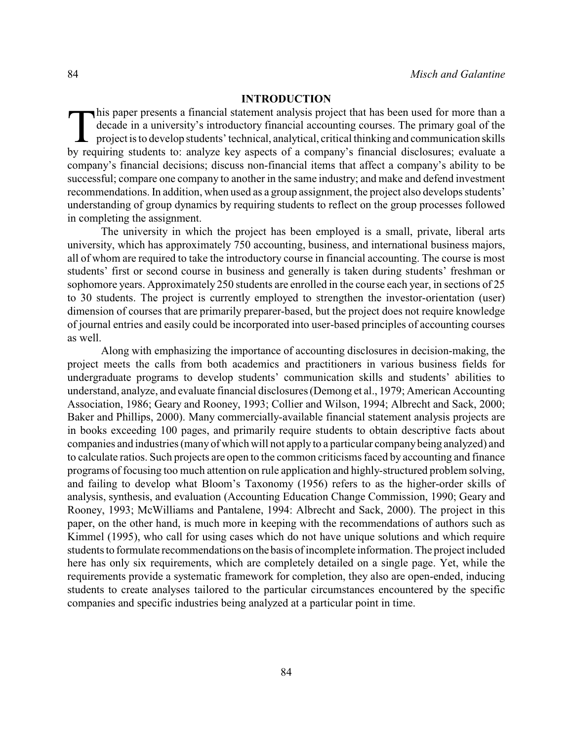## INTRODUCTION

This paper presents a financial statement analysis project that has been used for more than a decade in a university's introductory financial accounting courses. The primary goal of the project is to develop students' technical, analytical, critical thinking and communication skills by requiring students to: analyze key aspects of a company's financial disclosures; evaluate a company's financial decisions; discuss non-financial items that affect a company's ability to be successful; compare one company to another in the same industry; and make and defend investment recommendations. In addition, when used as a group assignment, the project also develops students' understanding of group dynamics by requiring students to reflect on the group processes followed in completing the assignment.

The university in which the project has been employed is a small, private, liberal arts university, which has approximately 750 accounting, business, and international business majors, all of whom are required to take the introductory course in financial accounting. The course is most students' first or second course in business and generally is taken during students' freshman or sophomore years. Approximately 250 students are enrolled in the course each year, in sections of 25 to 30 students. The project is currently employed to strengthen the investor-orientation (user) dimension of courses that are primarily preparer-based, but the project does not require knowledge of journal entries and easily could be incorporated into user-based principles of accounting courses as well.

Along with emphasizing the importance of accounting disclosures in decision-making, the project meets the calls from both academics and practitioners in various business fields for undergraduate programs to develop students' communication skills and students' abilities to understand, analyze, and evaluate financial disclosures (Demong et al., 1979; American Accounting Association, 1986; Geary and Rooney, 1993; Collier and Wilson, 1994; Albrecht and Sack, 2000; Baker and Phillips, 2000). Many commercially-available financial statement analysis projects are in books exceeding 100 pages, and primarily require students to obtain descriptive facts about companies and industries (many of which will not apply to a particular company being analyzed) and to calculate ratios. Such projects are open to the common criticisms faced by accounting and finance programs of focusing too much attention on rule application and highly-structured problem solving, and failing to develop what Bloom's Taxonomy (1956) refers to as the higher-order skills of analysis, synthesis, and evaluation (Accounting Education Change Commission, 1990; Geary and Rooney, 1993; McWilliams and Pantalene, 1994: Albrecht and Sack, 2000). The project in this paper, on the other hand, is much more in keeping with the recommendations of authors such as Kimmel (1995), who call for using cases which do not have unique solutions and which require students to formulate recommendations on the basis of incomplete information. The project included here has only six requirements, which are completely detailed on a single page. Yet, while the requirements provide a systematic framework for completion, they also are open-ended, inducing students to create analyses tailored to the particular circumstances encountered by the specific companies and specific industries being analyzed at a particular point in time.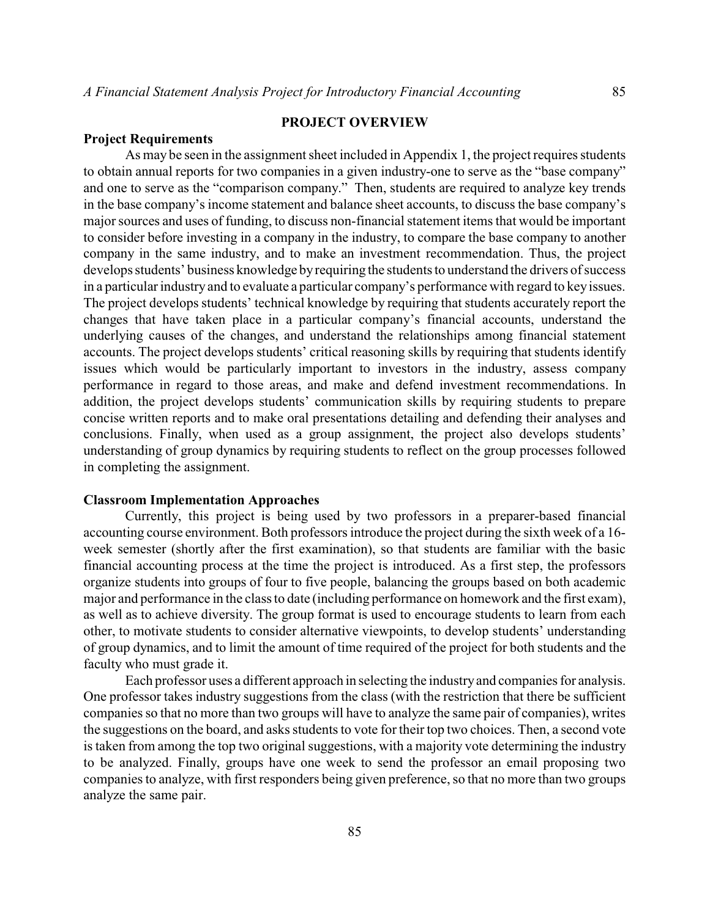## PROJECT OVERVIEW

### Project Requirements

As may be seen in the assignment sheet included in Appendix 1, the project requires students to obtain annual reports for two companies in a given industry-one to serve as the "base company" and one to serve as the "comparison company." Then, students are required to analyze key trends in the base company's income statement and balance sheet accounts, to discuss the base company's major sources and uses of funding, to discuss non-financial statement items that would be important to consider before investing in a company in the industry, to compare the base company to another company in the same industry, and to make an investment recommendation. Thus, the project develops students' business knowledge by requiring the students to understand the drivers of success in a particular industry and to evaluate a particular company's performance with regard to key issues. The project develops students' technical knowledge by requiring that students accurately report the changes that have taken place in a particular company's financial accounts, understand the underlying causes of the changes, and understand the relationships among financial statement accounts. The project develops students' critical reasoning skills by requiring that students identify issues which would be particularly important to investors in the industry, assess company performance in regard to those areas, and make and defend investment recommendations. In addition, the project develops students' communication skills by requiring students to prepare concise written reports and to make oral presentations detailing and defending their analyses and conclusions. Finally, when used as a group assignment, the project also develops students' understanding of group dynamics by requiring students to reflect on the group processes followed in completing the assignment.

### Classroom Implementation Approaches

Currently, this project is being used by two professors in a preparer-based financial accounting course environment. Both professors introduce the project during the sixth week of a 16-week semester (shortly after the first examination), so that students are familiar with the basic financial accounting process at the time the project is introduced. As a first step, the professors organize students into groups of four to five people, balancing the groups based on both academic major and performance in the class to date (including performance on homework and the first exam), as well as to achieve diversity. The group format is used to encourage students to learn from each other, to motivate students to consider alternative viewpoints, to develop students' understanding of group dynamics, and to limit the amount of time required of the project for both students and the faculty who must grade it.

Each professor uses a different approach in selecting the industry and companies for analysis. One professor takes industry suggestions from the class (with the restriction that there be sufficient companies so that no more than two groups will have to analyze the same pair of companies), writes the suggestions on the board, and asks students to vote for their top two choices. Then, a second vote is taken from among the top two original suggestions, with a majority vote determining the industry to be analyzed. Finally, groups have one week to send the professor an email proposing two companies to analyze, with first responders being given preference, so that no more than two groups analyze the same pair.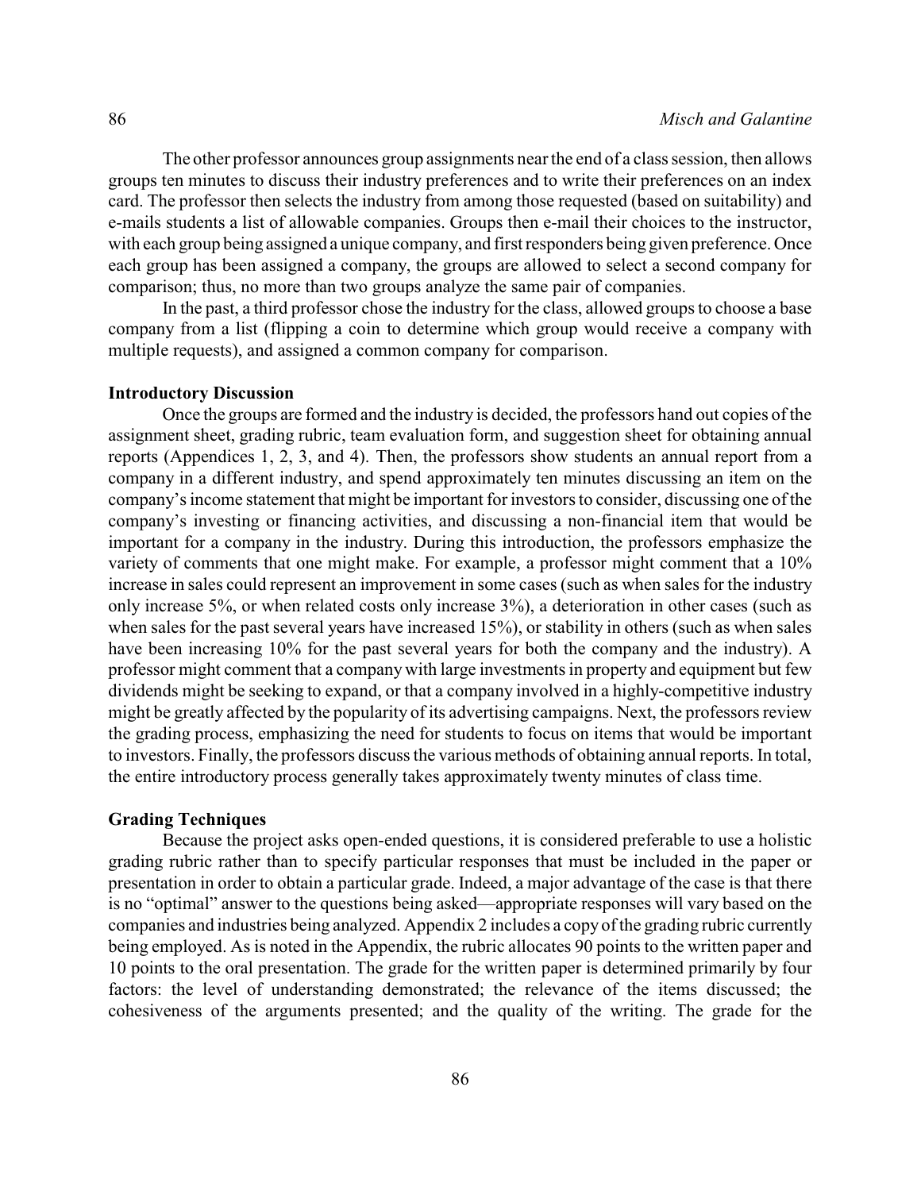The other professor announces group assignments near the end of a class session, then allows groups ten minutes to discuss their industry preferences and to write their preferences on an index card. The professor then selects the industry from among those requested (based on suitability) and e-mails students a list of allowable companies. Groups then e-mail their choices to the instructor, with each group being assigned a unique company, and first responders being given preference. Once each group has been assigned a company, the groups are allowed to select a second company for comparison; thus, no more than two groups analyze the same pair of companies.

In the past, a third professor chose the industry for the class, allowed groups to choose a base company from a list (flipping a coin to determine which group would receive a company with multiple requests), and assigned a common company for comparison.

### Introductory Discussion

Once the groups are formed and the industry is decided, the professors hand out copies of the assignment sheet, grading rubric, team evaluation form, and suggestion sheet for obtaining annual reports (Appendices 1, 2, 3, and 4). Then, the professors show students an annual report from a company in a different industry, and spend approximately ten minutes discussing an item on the company's income statement that might be important for investors to consider, discussing one of the company's investing or financing activities, and discussing a non-financial item that would be important for a company in the industry. During this introduction, the professors emphasize the variety of comments that one might make. For example, a professor might comment that a 10% increase in sales could represent an improvement in some cases (such as when sales for the industry only increase 5%, or when related costs only increase 3%), a deterioration in other cases (such as when sales for the past several years have increased 15%), or stability in others (such as when sales have been increasing 10% for the past several years for both the company and the industry). A professor might comment that a company with large investments in property and equipment but few dividends might be seeking to expand, or that a company involved in a highly-competitive industry might be greatly affected by the popularity of its advertising campaigns. Next, the professors review the grading process, emphasizing the need for students to focus on items that would be important to investors. Finally, the professors discuss the various methods of obtaining annual reports. In total, the entire introductory process generally takes approximately twenty minutes of class time.

### Grading Techniques

Because the project asks open-ended questions, it is considered preferable to use a holistic grading rubric rather than to specify particular responses that must be included in the paper or presentation in order to obtain a particular grade. Indeed, a major advantage of the case is that there is no "optimal" answer to the questions being asked—appropriate responses will vary based on the companies and industries being analyzed. Appendix 2 includes a copy of the grading rubric currently being employed. As is noted in the Appendix, the rubric allocates 90 points to the written paper and 10 points to the oral presentation. The grade for the written paper is determined primarily by four factors: the level of understanding demonstrated; the relevance of the items discussed; the cohesiveness of the arguments presented; and the quality of the writing. The grade for the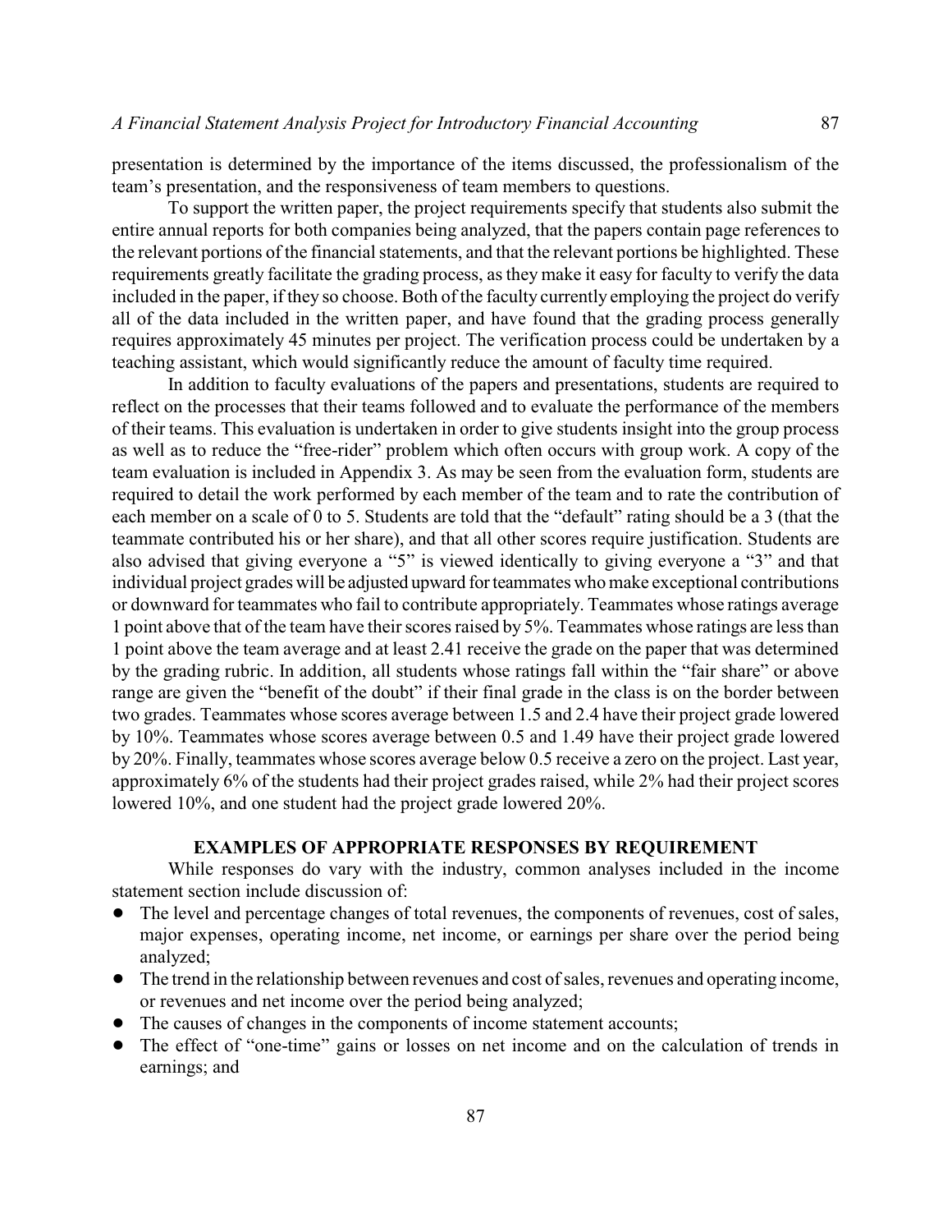presentation is determined by the importance of the items discussed, the professionalism of the team's presentation, and the responsiveness of team members to questions.

To support the written paper, the project requirements specify that students also submit the entire annual reports for both companies being analyzed, that the papers contain page references to the relevant portions of the financial statements, and that the relevant portions be highlighted. These requirements greatly facilitate the grading process, as they make it easy for faculty to verify the data included in the paper, if they so choose. Both of the faculty currently employing the project do verify all of the data included in the written paper, and have found that the grading process generally requires approximately 45 minutes per project. The verification process could be undertaken by a teaching assistant, which would significantly reduce the amount of faculty time required.

In addition to faculty evaluations of the papers and presentations, students are required to reflect on the processes that their teams followed and to evaluate the performance of the members of their teams. This evaluation is undertaken in order to give students insight into the group process as well as to reduce the "free-rider" problem which often occurs with group work. A copy of the team evaluation is included in Appendix 3. As may be seen from the evaluation form, students are required to detail the work performed by each member of the team and to rate the contribution of each member on a scale of 0 to 5. Students are told that the "default" rating should be a 3 (that the teammate contributed his or her share), and that all other scores require justification. Students are also advised that giving everyone a "5" is viewed identically to giving everyone a "3" and that individual project grades will be adjusted upward for teammates who make exceptional contributions or downward for teammates who fail to contribute appropriately. Teammates whose ratings average 1 point above that of the team have their scores raised by 5%. Teammates whose ratings are less than 1 point above the team average and at least 2.41 receive the grade on the paper that was determined by the grading rubric. In addition, all students whose ratings fall within the "fair share" or above range are given the "benefit of the doubt" if their final grade in the class is on the border between two grades. Teammates whose scores average between 1.5 and 2.4 have their project grade lowered by 10%. Teammates whose scores average between 0.5 and 1.49 have their project grade lowered by 20%. Finally, teammates whose scores average below 0.5 receive a zero on the project. Last year, approximately 6% of the students had their project grades raised, while 2% had their project scores lowered 10%, and one student had the project grade lowered 20%.

## EXAMPLES OF APPROPRIATE RESPONSES BY REQUIREMENT

While responses do vary with the industry, common analyses included in the income statement section include discussion of:

- The level and percentage changes of total revenues, the components of revenues, cost of sales, major expenses, operating income, net income, or earnings per share over the period being analyzed;
- The trend in the relationship between revenues and cost of sales, revenues and operating income, or revenues and net income over the period being analyzed;
- The causes of changes in the components of income statement accounts;
- The effect of "one-time" gains or losses on net income and on the calculation of trends in earnings; and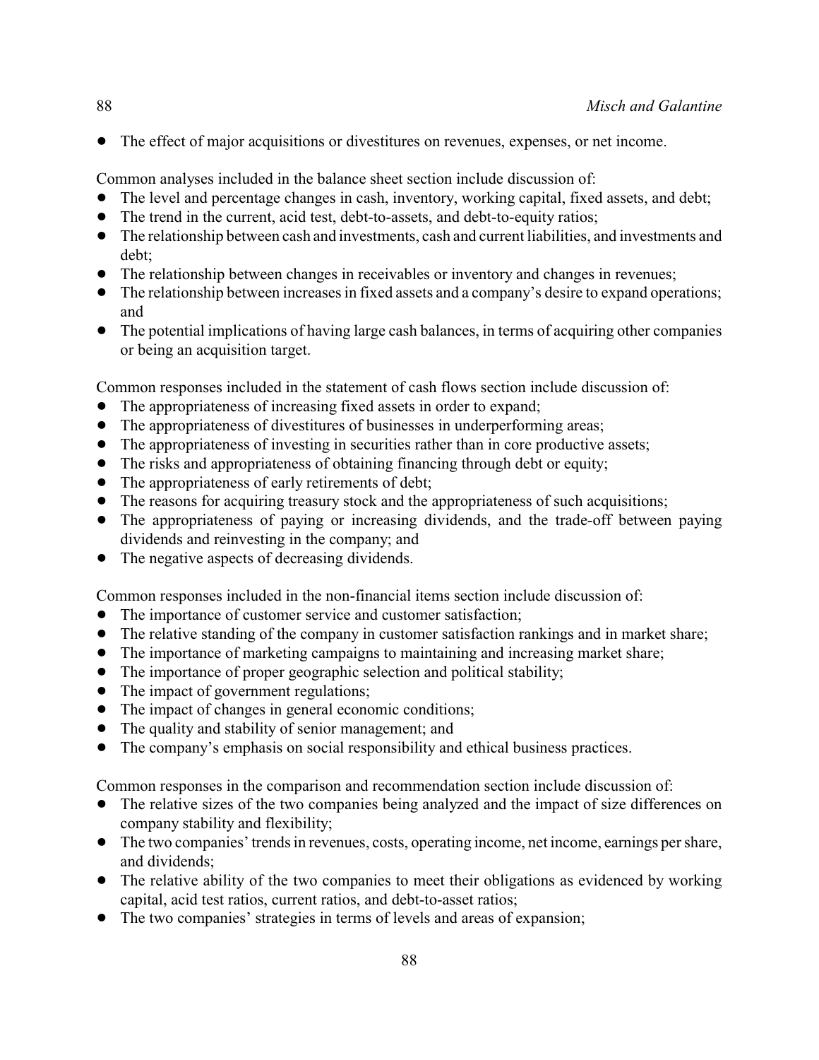- The effect of major acquisitions or divestitures on revenues, expenses, or net income.

Common analyses included in the balance sheet section include discussion of:

- The level and percentage changes in cash, inventory, working capital, fixed assets, and debt;
- The trend in the current, acid test, debt-to-assets, and debt-to-equity ratios;
- The relationship between cash and investments, cash and current liabilities, and investments and debt;
- The relationship between changes in receivables or inventory and changes in revenues;
- The relationship between increases in fixed assets and a company's desire to expand operations; and
- The potential implications of having large cash balances, in terms of acquiring other companies or being an acquisition target.

Common responses included in the statement of cash flows section include discussion of:

- The appropriateness of increasing fixed assets in order to expand;
- The appropriateness of divestitures of businesses in underperforming areas;
- The appropriateness of investing in securities rather than in core productive assets;
- The risks and appropriateness of obtaining financing through debt or equity;
- The appropriateness of early retirements of debt;
- The reasons for acquiring treasury stock and the appropriateness of such acquisitions;
- The appropriateness of paying or increasing dividends, and the trade-off between paying dividends and reinvesting in the company; and
- The negative aspects of decreasing dividends.

Common responses included in the non-financial items section include discussion of:

- The importance of customer service and customer satisfaction;
- The relative standing of the company in customer satisfaction rankings and in market share;
- The importance of marketing campaigns to maintaining and increasing market share;
- The importance of proper geographic selection and political stability;
- The impact of government regulations;
- The impact of changes in general economic conditions;
- The quality and stability of senior management; and
- The company's emphasis on social responsibility and ethical business practices.

Common responses in the comparison and recommendation section include discussion of:

- The relative sizes of the two companies being analyzed and the impact of size differences on company stability and flexibility;
- The two companies' trends in revenues, costs, operating income, net income, earnings per share, and dividends;
- The relative ability of the two companies to meet their obligations as evidenced by working capital, acid test ratios, current ratios, and debt-to-asset ratios;
- The two companies' strategies in terms of levels and areas of expansion;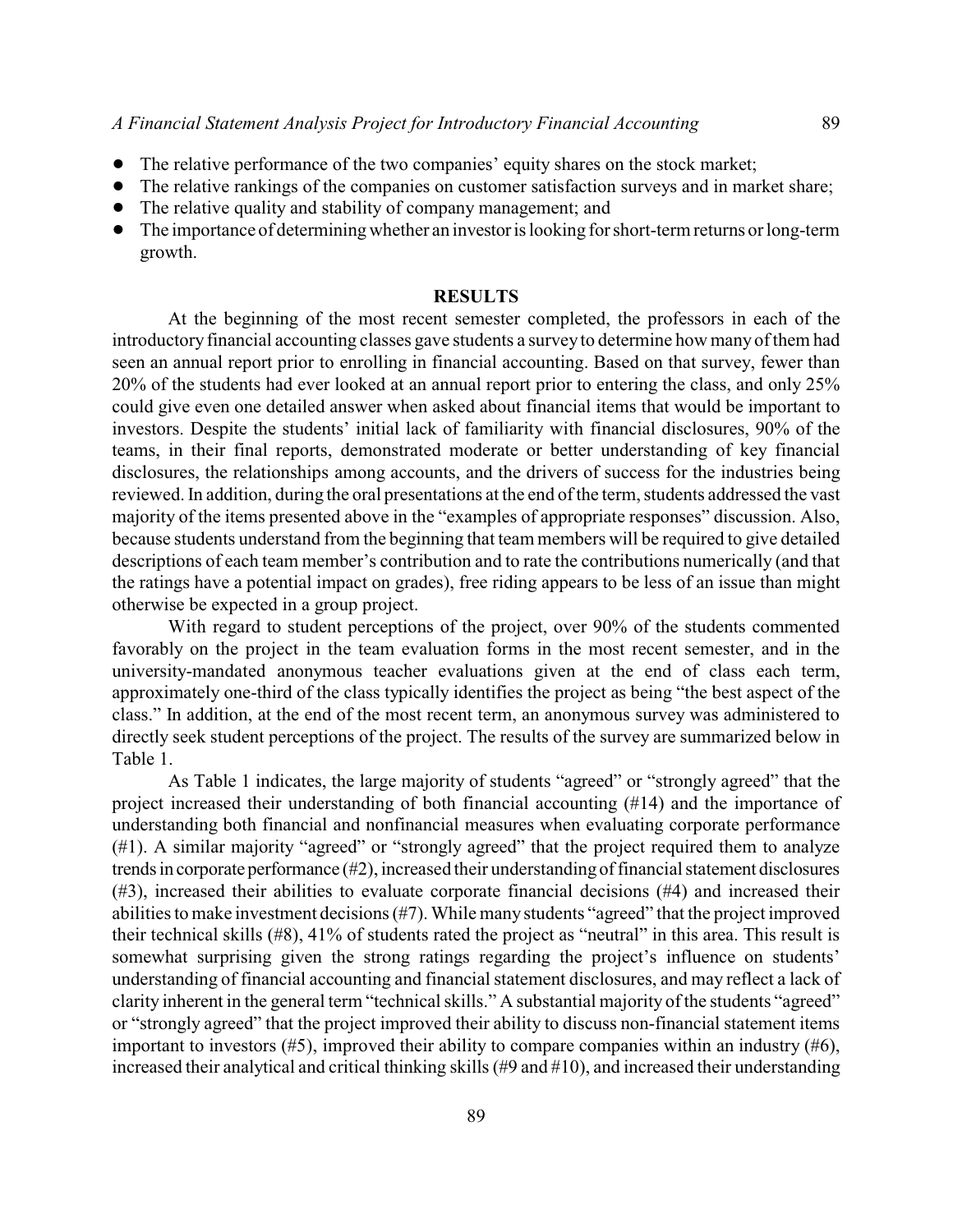- The relative performance of the two companies' equity shares on the stock market;
- The relative rankings of the companies on customer satisfaction surveys and in market share;
- The relative quality and stability of company management; and
- The importance of determining whether an investor is looking for short-term returns or long-term growth.

## RESULTS

At the beginning of the most recent semester completed, the professors in each of the introductory financial accounting classes gave students a survey to determine how many of them had seen an annual report prior to enrolling in financial accounting. Based on that survey, fewer than 20% of the students had ever looked at an annual report prior to entering the class, and only 25% could give even one detailed answer when asked about financial items that would be important to investors. Despite the students' initial lack of familiarity with financial disclosures, 90% of the teams, in their final reports, demonstrated moderate or better understanding of key financial disclosures, the relationships among accounts, and the drivers of success for the industries being reviewed. In addition, during the oral presentations at the end of the term, students addressed the vast majority of the items presented above in the "examples of appropriate responses" discussion. Also, because students understand from the beginning that team members will be required to give detailed descriptions of each team member's contribution and to rate the contributions numerically (and that the ratings have a potential impact on grades), free riding appears to be less of an issue than might otherwise be expected in a group project.

With regard to student perceptions of the project, over 90% of the students commented favorably on the project in the team evaluation forms in the most recent semester, and in the university-mandated anonymous teacher evaluations given at the end of class each term, approximately one-third of the class typically identifies the project as being "the best aspect of the class." In addition, at the end of the most recent term, an anonymous survey was administered to directly seek student perceptions of the project. The results of the survey are summarized below in Table 1.

As Table 1 indicates, the large majority of students "agreed" or "strongly agreed" that the project increased their understanding of both financial accounting (#14) and the importance of understanding both financial and nonfinancial measures when evaluating corporate performance (#1). A similar majority "agreed" or "strongly agreed" that the project required them to analyze trends in corporate performance (#2), increased their understanding of financial statement disclosures (#3), increased their abilities to evaluate corporate financial decisions (#4) and increased their abilities to make investment decisions (#7). While many students "agreed" that the project improved their technical skills (#8), 41% of students rated the project as "neutral" in this area. This result is somewhat surprising given the strong ratings regarding the project's influence on students' understanding of financial accounting and financial statement disclosures, and may reflect a lack of clarity inherent in the general term "technical skills." A substantial majority of the students "agreed" or "strongly agreed" that the project improved their ability to discuss non-financial statement items important to investors (#5), improved their ability to compare companies within an industry (#6), increased their analytical and critical thinking skills (#9 and #10), and increased their understanding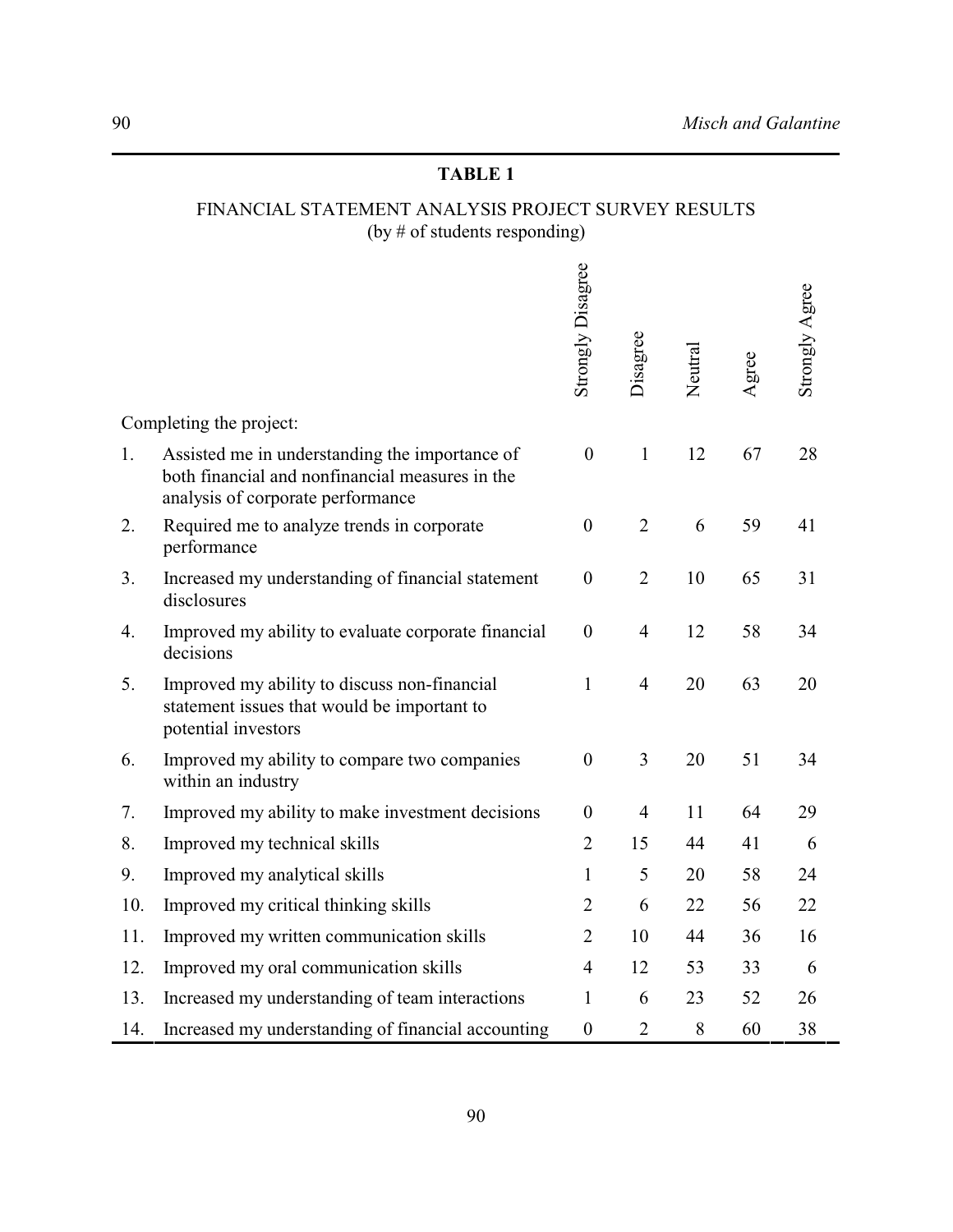**TABLE 1**

FINANCIAL STATEMENT ANALYSIS PROJECT SURVEY RESULTS
(by # of students responding)

| | | Strongly Disagree | Disagree | Neutral | Agree | Strongly Agree |
|---|---|---|---|---|---|---|
| | Completing the project: | | | | | |
| 1. | Assisted me in understanding the importance of both financial and nonfinancial measures in the analysis of corporate performance | 0 | 1 | 12 | 67 | 28 |
| 2. | Required me to analyze trends in corporate performance | 0 | 2 | 6 | 59 | 41 |
| 3. | Increased my understanding of financial statement disclosures | 0 | 2 | 10 | 65 | 31 |
| 4. | Improved my ability to evaluate corporate financial decisions | 0 | 4 | 12 | 58 | 34 |
| 5. | Improved my ability to discuss non-financial statement issues that would be important to potential investors | 1 | 4 | 20 | 63 | 20 |
| 6. | Improved my ability to compare two companies within an industry | 0 | 3 | 20 | 51 | 34 |
| 7. | Improved my ability to make investment decisions | 0 | 4 | 11 | 64 | 29 |
| 8. | Improved my technical skills | 2 | 15 | 44 | 41 | 6 |
| 9. | Improved my analytical skills | 1 | 5 | 20 | 58 | 24 |
| 10. | Improved my critical thinking skills | 2 | 6 | 22 | 56 | 22 |
| 11. | Improved my written communication skills | 2 | 10 | 44 | 36 | 16 |
| 12. | Improved my oral communication skills | 4 | 12 | 53 | 33 | 6 |
| 13. | Increased my understanding of team interactions | 1 | 6 | 23 | 52 | 26 |
| 14. | Increased my understanding of financial accounting | 0 | 2 | 8 | 60 | 38 |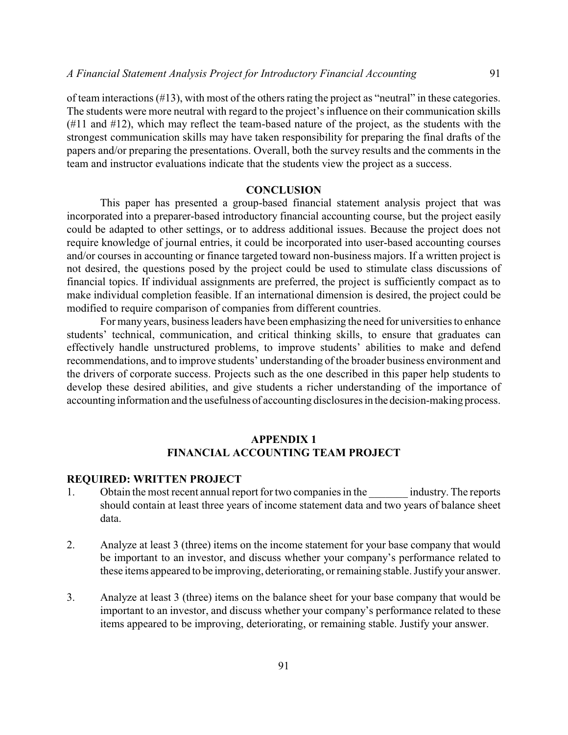of team interactions (#13), with most of the others rating the project as "neutral" in these categories. The students were more neutral with regard to the project's influence on their communication skills (#11 and #12), which may reflect the team-based nature of the project, as the students with the strongest communication skills may have taken responsibility for preparing the final drafts of the papers and/or preparing the presentations. Overall, both the survey results and the comments in the team and instructor evaluations indicate that the students view the project as a success.

## CONCLUSION

This paper has presented a group-based financial statement analysis project that was incorporated into a preparer-based introductory financial accounting course, but the project easily could be adapted to other settings, or to address additional issues. Because the project does not require knowledge of journal entries, it could be incorporated into user-based accounting courses and/or courses in accounting or finance targeted toward non-business majors. If a written project is not desired, the questions posed by the project could be used to stimulate class discussions of financial topics. If individual assignments are preferred, the project is sufficiently compact as to make individual completion feasible. If an international dimension is desired, the project could be modified to require comparison of companies from different countries.

For many years, business leaders have been emphasizing the need for universities to enhance students' technical, communication, and critical thinking skills, to ensure that graduates can effectively handle unstructured problems, to improve students' abilities to make and defend recommendations, and to improve students' understanding of the broader business environment and the drivers of corporate success. Projects such as the one described in this paper help students to develop these desired abilities, and give students a richer understanding of the importance of accounting information and the usefulness of accounting disclosures in the decision-making process.

## APPENDIX 1
## FINANCIAL ACCOUNTING TEAM PROJECT

### REQUIRED: WRITTEN PROJECT

1. Obtain the most recent annual report for two companies in the _______ industry. The reports should contain at least three years of income statement data and two years of balance sheet data.

2. Analyze at least 3 (three) items on the income statement for your base company that would be important to an investor, and discuss whether your company's performance related to these items appeared to be improving, deteriorating, or remaining stable. Justify your answer.

3. Analyze at least 3 (three) items on the balance sheet for your base company that would be important to an investor, and discuss whether your company's performance related to these items appeared to be improving, deteriorating, or remaining stable. Justify your answer.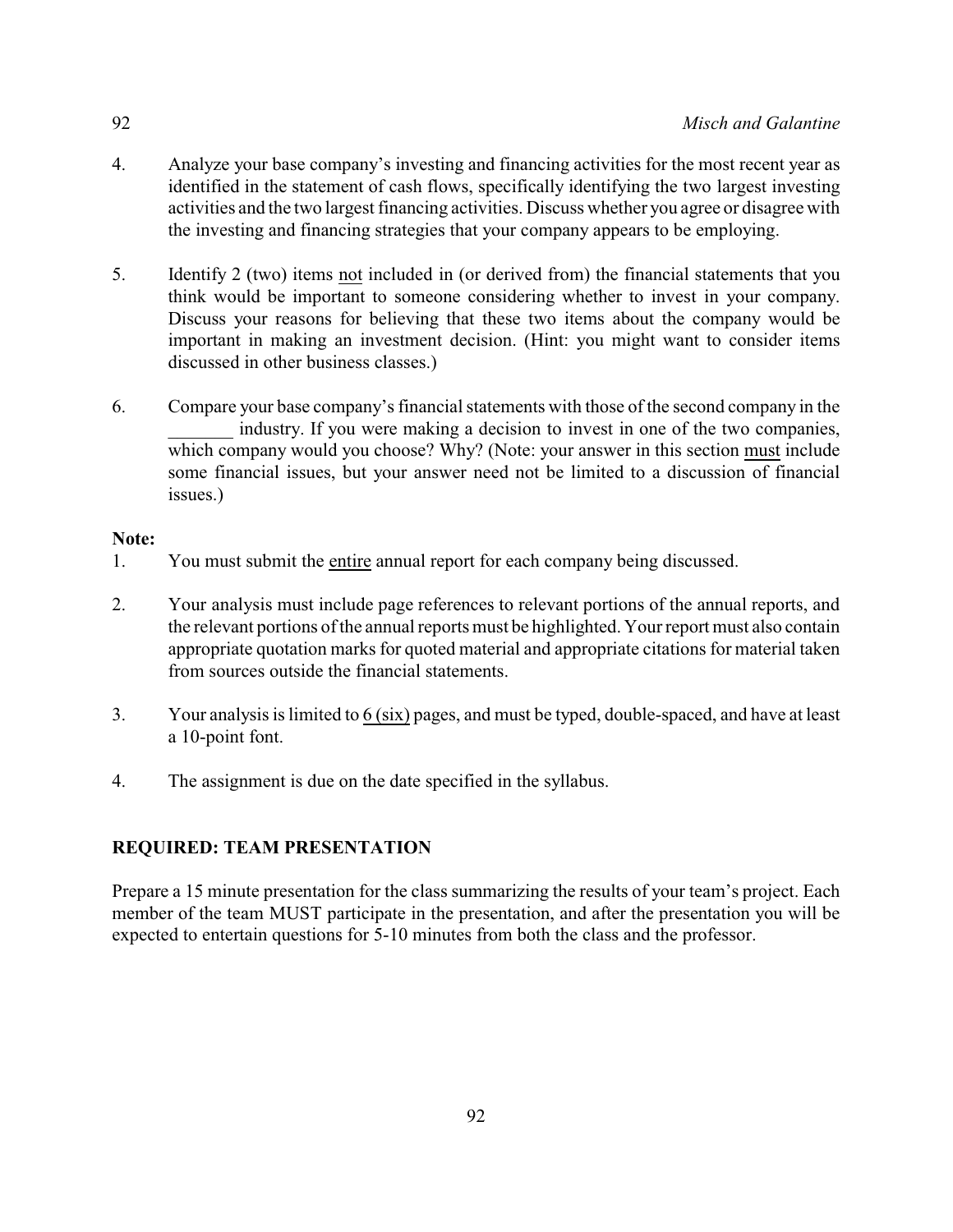4. Analyze your base company's investing and financing activities for the most recent year as identified in the statement of cash flows, specifically identifying the two largest investing activities and the two largest financing activities. Discuss whether you agree or disagree with the investing and financing strategies that your company appears to be employing.

5. Identify 2 (two) items <u>not</u> included in (or derived from) the financial statements that you think would be important to someone considering whether to invest in your company. Discuss your reasons for believing that these two items about the company would be important in making an investment decision. (Hint: you might want to consider items discussed in other business classes.)

6. Compare your base company's financial statements with those of the second company in the _______ industry. If you were making a decision to invest in one of the two companies, which company would you choose? Why? (Note: your answer in this section <u>must</u> include some financial issues, but your answer need not be limited to a discussion of financial issues.)

**Note:**

1. You must submit the <u>entire</u> annual report for each company being discussed.

2. Your analysis must include page references to relevant portions of the annual reports, and the relevant portions of the annual reports must be highlighted. Your report must also contain appropriate quotation marks for quoted material and appropriate citations for material taken from sources outside the financial statements.

3. Your analysis is limited to <u>6 (six)</u> pages, and must be typed, double-spaced, and have at least a 10-point font.

4. The assignment is due on the date specified in the syllabus.

**REQUIRED: TEAM PRESENTATION**

Prepare a 15 minute presentation for the class summarizing the results of your team's project. Each member of the team MUST participate in the presentation, and after the presentation you will be expected to entertain questions for 5-10 minutes from both the class and the professor.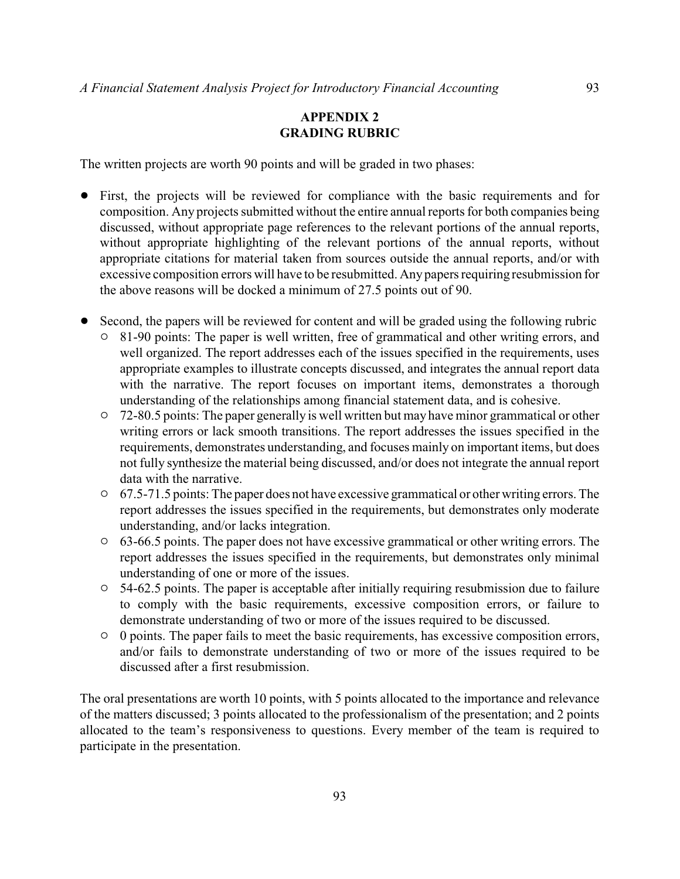## APPENDIX 2
## GRADING RUBRIC

The written projects are worth 90 points and will be graded in two phases:

- First, the projects will be reviewed for compliance with the basic requirements and for composition. Any projects submitted without the entire annual reports for both companies being discussed, without appropriate page references to the relevant portions of the annual reports, without appropriate highlighting of the relevant portions of the annual reports, without appropriate citations for material taken from sources outside the annual reports, and/or with excessive composition errors will have to be resubmitted. Any papers requiring resubmission for the above reasons will be docked a minimum of 27.5 points out of 90.

- Second, the papers will be reviewed for content and will be graded using the following rubric
  - 81-90 points: The paper is well written, free of grammatical and other writing errors, and well organized. The report addresses each of the issues specified in the requirements, uses appropriate examples to illustrate concepts discussed, and integrates the annual report data with the narrative. The report focuses on important items, demonstrates a thorough understanding of the relationships among financial statement data, and is cohesive.
  - 72-80.5 points: The paper generally is well written but may have minor grammatical or other writing errors or lack smooth transitions. The report addresses the issues specified in the requirements, demonstrates understanding, and focuses mainly on important items, but does not fully synthesize the material being discussed, and/or does not integrate the annual report data with the narrative.
  - 67.5-71.5 points: The paper does not have excessive grammatical or other writing errors. The report addresses the issues specified in the requirements, but demonstrates only moderate understanding, and/or lacks integration.
  - 63-66.5 points. The paper does not have excessive grammatical or other writing errors. The report addresses the issues specified in the requirements, but demonstrates only minimal understanding of one or more of the issues.
  - 54-62.5 points. The paper is acceptable after initially requiring resubmission due to failure to comply with the basic requirements, excessive composition errors, or failure to demonstrate understanding of two or more of the issues required to be discussed.
  - 0 points. The paper fails to meet the basic requirements, has excessive composition errors, and/or fails to demonstrate understanding of two or more of the issues required to be discussed after a first resubmission.

The oral presentations are worth 10 points, with 5 points allocated to the importance and relevance of the matters discussed; 3 points allocated to the professionalism of the presentation; and 2 points allocated to the team's responsiveness to questions. Every member of the team is required to participate in the presentation.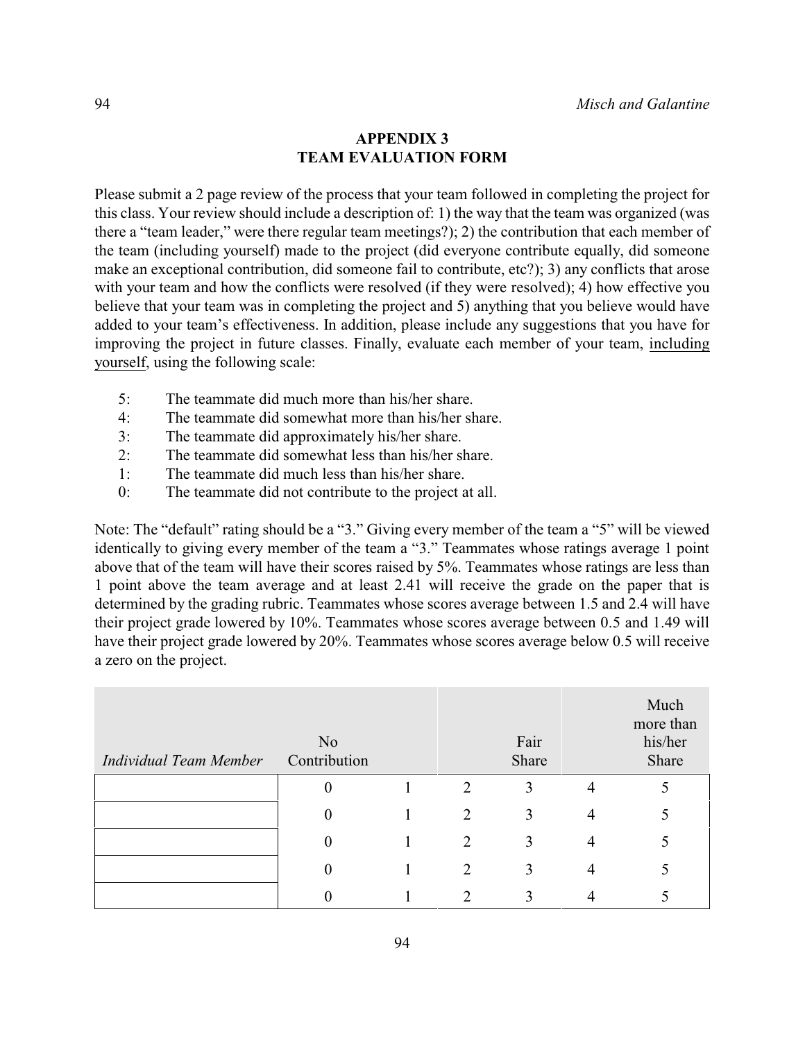## APPENDIX 3
## TEAM EVALUATION FORM

Please submit a 2 page review of the process that your team followed in completing the project for this class. Your review should include a description of: 1) the way that the team was organized (was there a "team leader," were there regular team meetings?); 2) the contribution that each member of the team (including yourself) made to the project (did everyone contribute equally, did someone make an exceptional contribution, did someone fail to contribute, etc?); 3) any conflicts that arose with your team and how the conflicts were resolved (if they were resolved); 4) how effective you believe that your team was in completing the project and 5) anything that you believe would have added to your team's effectiveness. In addition, please include any suggestions that you have for improving the project in future classes. Finally, evaluate each member of your team, <u>including yourself</u>, using the following scale:

- 5: The teammate did much more than his/her share.
- 4: The teammate did somewhat more than his/her share.
- 3: The teammate did approximately his/her share.
- 2: The teammate did somewhat less than his/her share.
- 1: The teammate did much less than his/her share.
- 0: The teammate did not contribute to the project at all.

Note: The "default" rating should be a "3." Giving every member of the team a "5" will be viewed identically to giving every member of the team a "3." Teammates whose ratings average 1 point above that of the team will have their scores raised by 5%. Teammates whose ratings are less than 1 point above the team average and at least 2.41 will receive the grade on the paper that is determined by the grading rubric. Teammates whose scores average between 1.5 and 2.4 will have their project grade lowered by 10%. Teammates whose scores average between 0.5 and 1.49 will have their project grade lowered by 20%. Teammates whose scores average below 0.5 will receive a zero on the project.

| *Individual Team Member* | No Contribution | | | Fair Share | | Much more than his/her Share |
|---|---|---|---|---|---|---|
| | 0 | 1 | 2 | 3 | 4 | 5 |
| | 0 | 1 | 2 | 3 | 4 | 5 |
| | 0 | 1 | 2 | 3 | 4 | 5 |
| | 0 | 1 | 2 | 3 | 4 | 5 |
| | 0 | 1 | 2 | 3 | 4 | 5 |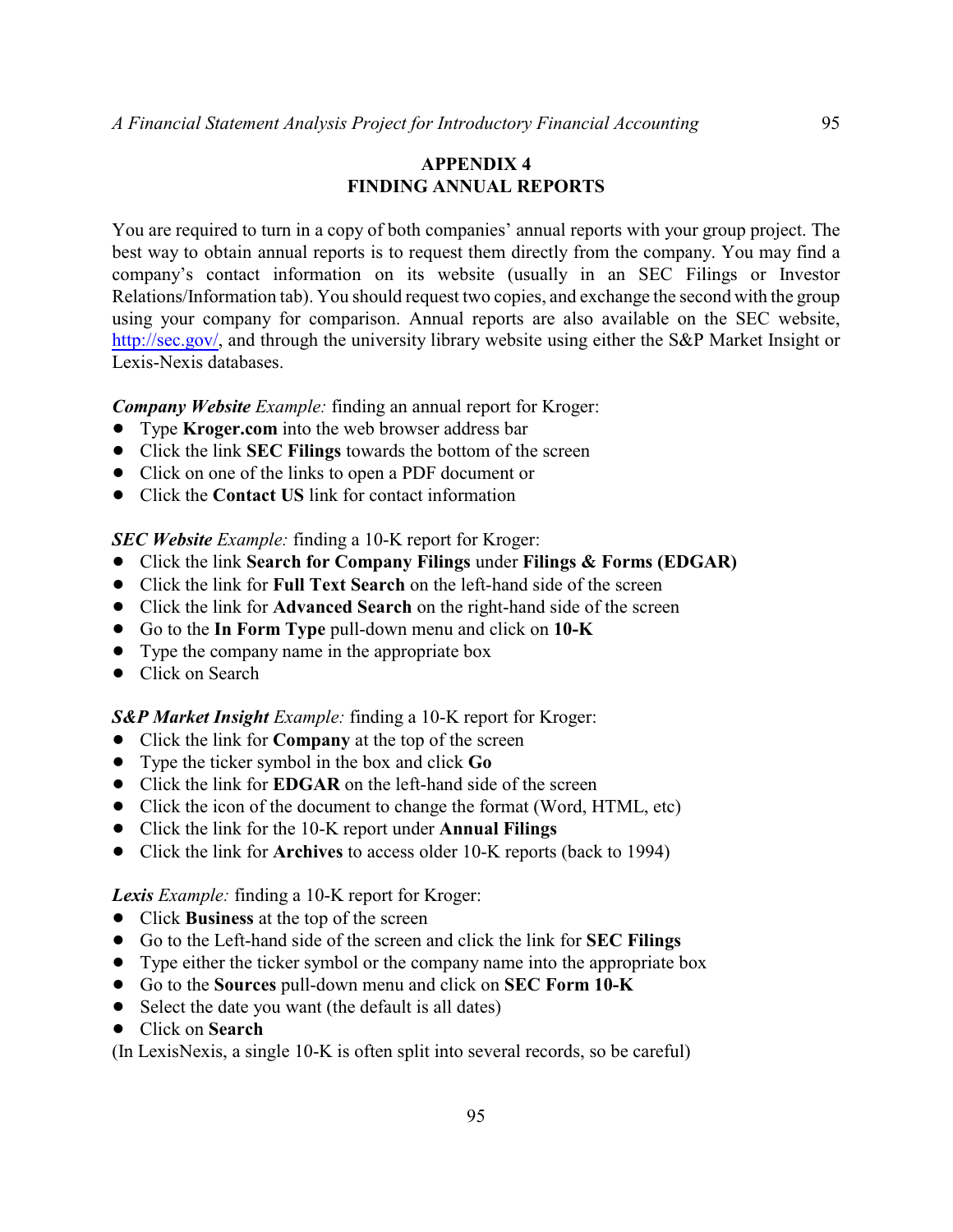## APPENDIX 4
## FINDING ANNUAL REPORTS

You are required to turn in a copy of both companies' annual reports with your group project. The best way to obtain annual reports is to request them directly from the company. You may find a company's contact information on its website (usually in an SEC Filings or Investor Relations/Information tab). You should request two copies, and exchange the second with the group using your company for comparison. Annual reports are also available on the SEC website, http://sec.gov/, and through the university library website using either the S&P Market Insight or Lexis-Nexis databases.

***Company Website*** *Example:* finding an annual report for Kroger:

- Type **Kroger.com** into the web browser address bar
- Click the link **SEC Filings** towards the bottom of the screen
- Click on one of the links to open a PDF document or
- Click the **Contact US** link for contact information

***SEC Website*** *Example:* finding a 10-K report for Kroger:

- Click the link **Search for Company Filings** under **Filings & Forms (EDGAR)**
- Click the link for **Full Text Search** on the left-hand side of the screen
- Click the link for **Advanced Search** on the right-hand side of the screen
- Go to the **In Form Type** pull-down menu and click on **10-K**
- Type the company name in the appropriate box
- Click on Search

***S&P Market Insight*** *Example:* finding a 10-K report for Kroger:

- Click the link for **Company** at the top of the screen
- Type the ticker symbol in the box and click **Go**
- Click the link for **EDGAR** on the left-hand side of the screen
- Click the icon of the document to change the format (Word, HTML, etc)
- Click the link for the 10-K report under **Annual Filings**
- Click the link for **Archives** to access older 10-K reports (back to 1994)

***Lexis*** *Example:* finding a 10-K report for Kroger:

- Click **Business** at the top of the screen
- Go to the Left-hand side of the screen and click the link for **SEC Filings**
- Type either the ticker symbol or the company name into the appropriate box
- Go to the **Sources** pull-down menu and click on **SEC Form 10-K**
- Select the date you want (the default is all dates)
- Click on **Search**

(In LexisNexis, a single 10-K is often split into several records, so be careful)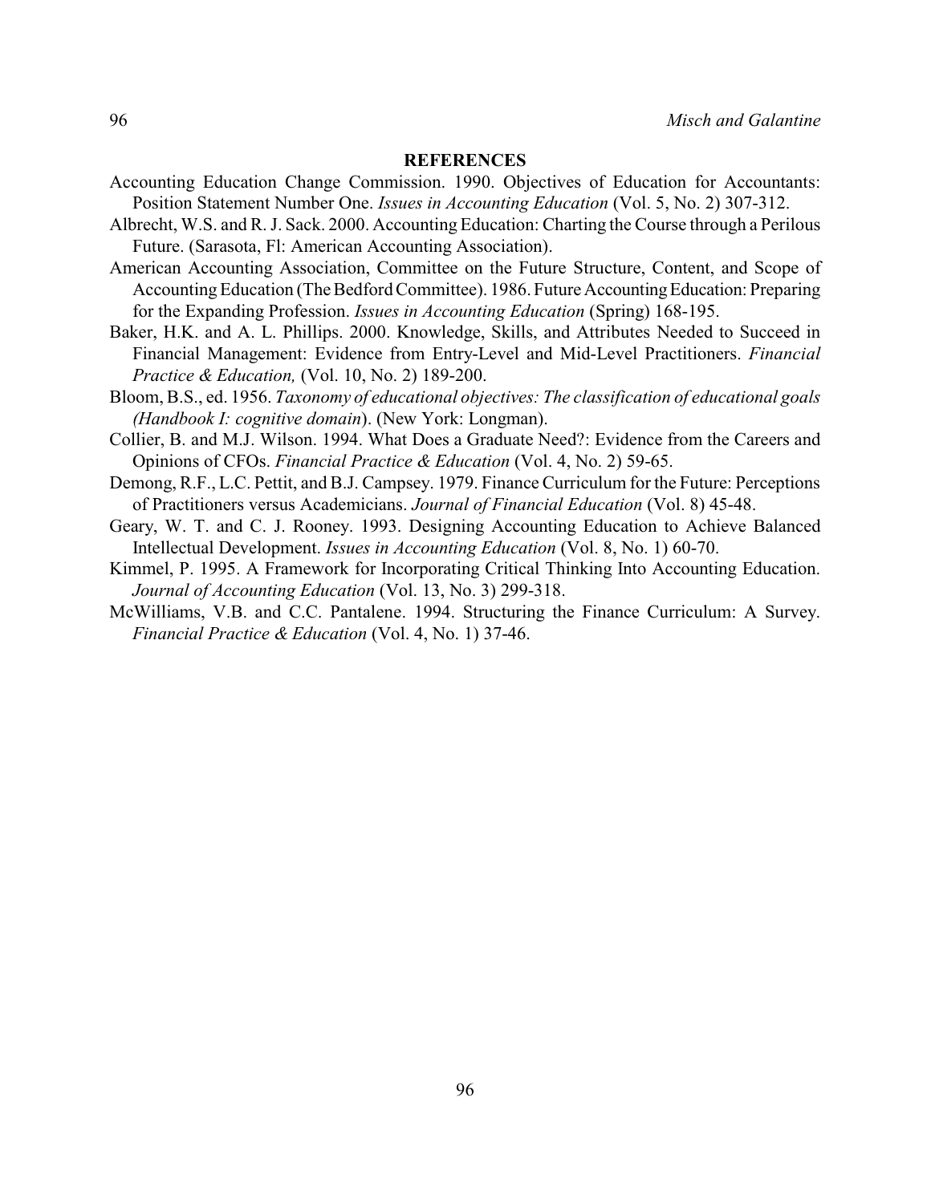## REFERENCES

Accounting Education Change Commission. 1990. Objectives of Education for Accountants: Position Statement Number One. *Issues in Accounting Education* (Vol. 5, No. 2) 307-312.

Albrecht, W.S. and R. J. Sack. 2000. Accounting Education: Charting the Course through a Perilous Future. (Sarasota, Fl: American Accounting Association).

American Accounting Association, Committee on the Future Structure, Content, and Scope of Accounting Education (The Bedford Committee). 1986. Future Accounting Education: Preparing for the Expanding Profession. *Issues in Accounting Education* (Spring) 168-195.

Baker, H.K. and A. L. Phillips. 2000. Knowledge, Skills, and Attributes Needed to Succeed in Financial Management: Evidence from Entry-Level and Mid-Level Practitioners. *Financial Practice & Education,* (Vol. 10, No. 2) 189-200.

Bloom, B.S., ed. 1956. *Taxonomy of educational objectives: The classification of educational goals (Handbook I: cognitive domain*). (New York: Longman).

Collier, B. and M.J. Wilson. 1994. What Does a Graduate Need?: Evidence from the Careers and Opinions of CFOs. *Financial Practice & Education* (Vol. 4, No. 2) 59-65.

Demong, R.F., L.C. Pettit, and B.J. Campsey. 1979. Finance Curriculum for the Future: Perceptions of Practitioners versus Academicians. *Journal of Financial Education* (Vol. 8) 45-48.

Geary, W. T. and C. J. Rooney. 1993. Designing Accounting Education to Achieve Balanced Intellectual Development. *Issues in Accounting Education* (Vol. 8, No. 1) 60-70.

Kimmel, P. 1995. A Framework for Incorporating Critical Thinking Into Accounting Education. *Journal of Accounting Education* (Vol. 13, No. 3) 299-318.

McWilliams, V.B. and C.C. Pantalene. 1994. Structuring the Finance Curriculum: A Survey. *Financial Practice & Education* (Vol. 4, No. 1) 37-46.